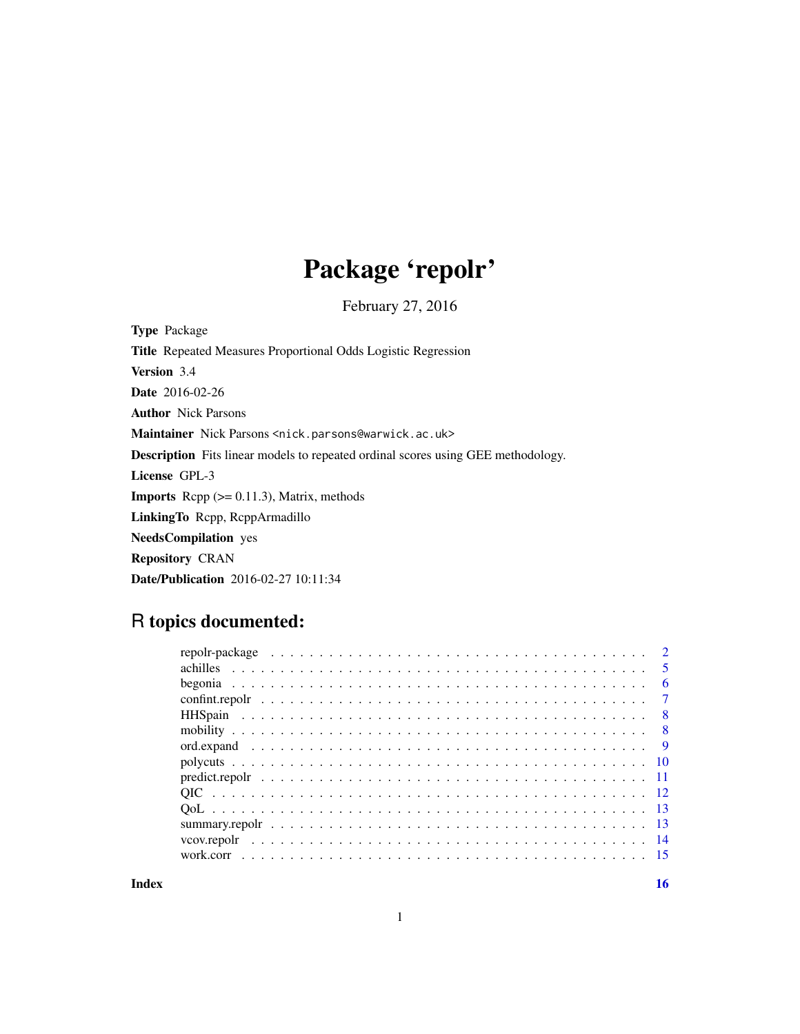# Package 'repolr'

February 27, 2016

**Type** Package

**Title** Repeated Measures Proportional Odds Logistic Regression

**Version** 3.4

**Date** 2016-02-26

**Author** Nick Parsons

**Maintainer** Nick Parsons <nick.parsons@warwick.ac.uk>

**Description** Fits linear models to repeated ordinal scores using GEE methodology.

**License** GPL-3

**Imports** Rcpp (>= 0.11.3), Matrix, methods

**LinkingTo** Rcpp, RcppArmadillo

**NeedsCompilation** yes

**Repository** CRAN

**Date/Publication** 2016-02-27 10:11:34

## R topics documented:

| | |
|---|---|
| repolr-package | 2 |
| achilles | 5 |
| begonia | 6 |
| confint.repolr | 7 |
| HHSpain | 8 |
| mobility | 8 |
| ord.expand | 9 |
| polycuts | 10 |
| predict.repolr | 11 |
| QIC | 12 |
| QoL | 13 |
| summary.repolr | 13 |
| vcov.repolr | 14 |
| work.corr | 15 |
| **Index** | **16** |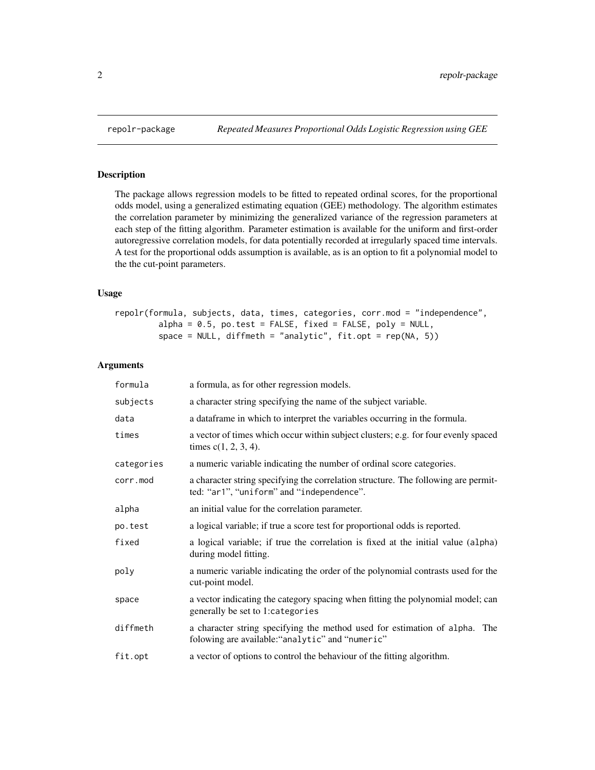## repolr-package — *Repeated Measures Proportional Odds Logistic Regression using GEE*

### Description

The package allows regression models to be fitted to repeated ordinal scores, for the proportional odds model, using a generalized estimating equation (GEE) methodology. The algorithm estimates the correlation parameter by minimizing the generalized variance of the regression parameters at each step of the fitting algorithm. Parameter estimation is available for the uniform and first-order autoregressive correlation models, for data potentially recorded at irregularly spaced time intervals. A test for the proportional odds assumption is available, as is an option to fit a polynomial model to the the cut-point parameters.

### Usage

```
repolr(formula, subjects, data, times, categories, corr.mod = "independence",
        alpha = 0.5, po.test = FALSE, fixed = FALSE, poly = NULL,
        space = NULL, diffmeth = "analytic", fit.opt = rep(NA, 5))
```

### Arguments

| | |
|---|---|
| `formula` | a formula, as for other regression models. |
| `subjects` | a character string specifying the name of the subject variable. |
| `data` | a dataframe in which to interpret the variables occurring in the formula. |
| `times` | a vector of times which occur within subject clusters; e.g. for four evenly spaced times c(1, 2, 3, 4). |
| `categories` | a numeric variable indicating the number of ordinal score categories. |
| `corr.mod` | a character string specifying the correlation structure. The following are permitted: "`ar1`", "`uniform`" and "`independence`". |
| `alpha` | an initial value for the correlation parameter. |
| `po.test` | a logical variable; if true a score test for proportional odds is reported. |
| `fixed` | a logical variable; if true the correlation is fixed at the initial value (`alpha`) during model fitting. |
| `poly` | a numeric variable indicating the order of the polynomial contrasts used for the cut-point model. |
| `space` | a vector indicating the category spacing when fitting the polynomial model; can generally be set to 1:`categories` |
| `diffmeth` | a character string specifying the method used for estimation of `alpha`. The folowing are available:"`analytic`" and "`numeric`" |
| `fit.opt` | a vector of options to control the behaviour of the fitting algorithm. |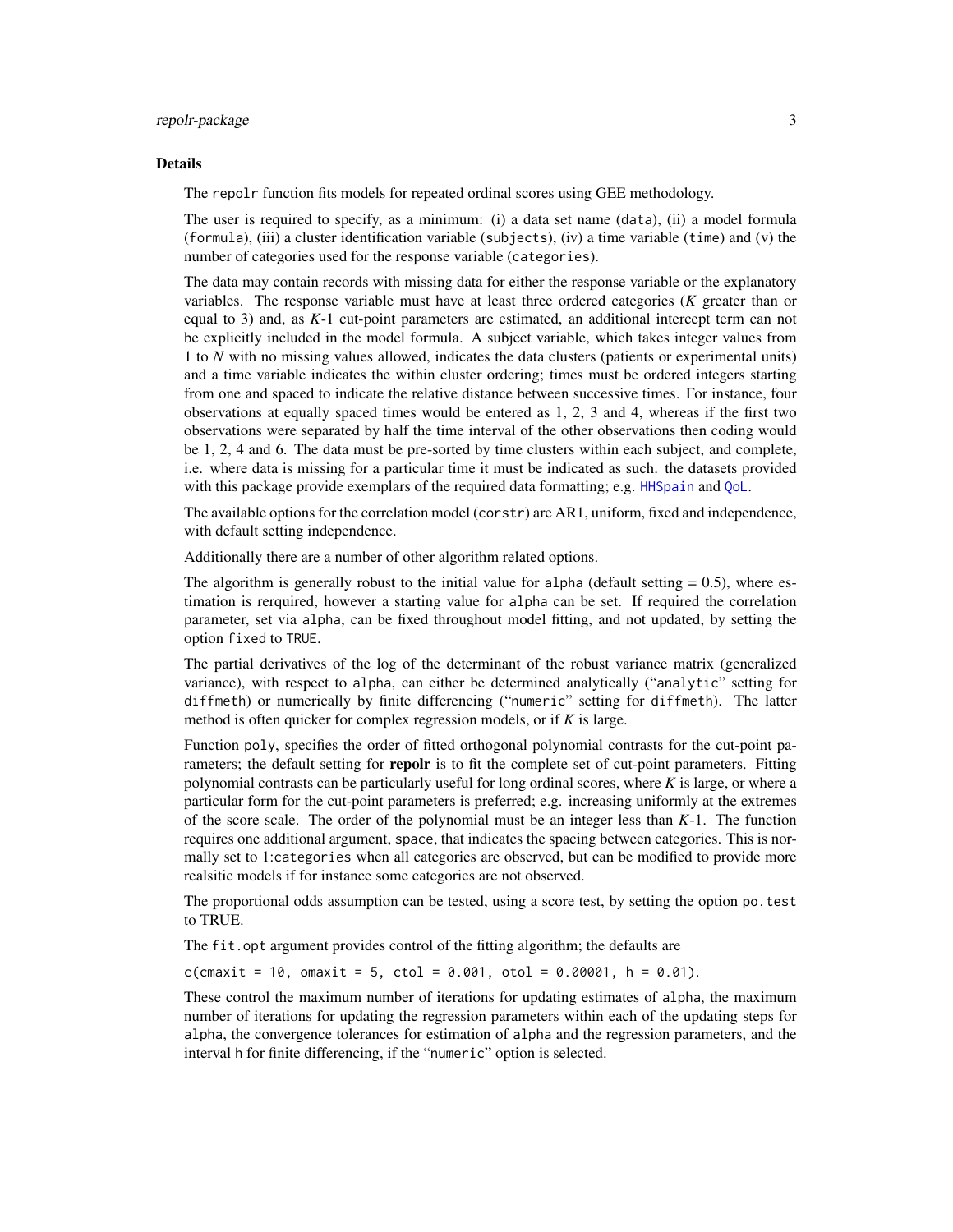### Details

The `repolr` function fits models for repeated ordinal scores using GEE methodology.

The user is required to specify, as a minimum: (i) a data set name (`data`), (ii) a model formula (`formula`), (iii) a cluster identification variable (`subjects`), (iv) a time variable (`time`) and (v) the number of categories used for the response variable (`categories`).

The data may contain records with missing data for either the response variable or the explanatory variables. The response variable must have at least three ordered categories ($K$ greater than or equal to 3) and, as $K$-1 cut-point parameters are estimated, an additional intercept term can not be explicitly included in the model formula. A subject variable, which takes integer values from 1 to $N$ with no missing values allowed, indicates the data clusters (patients or experimental units) and a time variable indicates the within cluster ordering; times must be ordered integers starting from one and spaced to indicate the relative distance between successive times. For instance, four observations at equally spaced times would be entered as 1, 2, 3 and 4, whereas if the first two observations were separated by half the time interval of the other observations then coding would be 1, 2, 4 and 6. The data must be pre-sorted by time clusters within each subject, and complete, i.e. where data is missing for a particular time it must be indicated as such. the datasets provided with this package provide exemplars of the required data formatting; e.g. `HHSpain` and `QoL`.

The available options for the correlation model (`corstr`) are AR1, uniform, fixed and independence, with default setting independence.

Additionally there are a number of other algorithm related options.

The algorithm is generally robust to the initial value for `alpha` (default setting = 0.5), where estimation is rerquired, however a starting value for `alpha` can be set. If required the correlation parameter, set via `alpha`, can be fixed throughout model fitting, and not updated, by setting the option `fixed` to `TRUE`.

The partial derivatives of the log of the determinant of the robust variance matrix (generalized variance), with respect to `alpha`, can either be determined analytically ("`analytic`" setting for `diffmeth`) or numerically by finite differencing ("`numeric`" setting for `diffmeth`). The latter method is often quicker for complex regression models, or if $K$ is large.

Function `poly`, specifies the order of fitted orthogonal polynomial contrasts for the cut-point parameters; the default setting for **repolr** is to fit the complete set of cut-point parameters. Fitting polynomial contrasts can be particularly useful for long ordinal scores, where $K$ is large, or where a particular form for the cut-point parameters is preferred; e.g. increasing uniformly at the extremes of the score scale. The order of the polynomial must be an integer less than $K$-1. The function requires one additional argument, `space`, that indicates the spacing between categories. This is normally set to `1:categories` when all categories are observed, but can be modified to provide more realsitic models if for instance some categories are not observed.

The proportional odds assumption can be tested, using a score test, by setting the option `po.test` to TRUE.

The `fit.opt` argument provides control of the fitting algorithm; the defaults are

`c(cmaxit = 10, omaxit = 5, ctol = 0.001, otol = 0.00001, h = 0.01)`.

These control the maximum number of iterations for updating estimates of `alpha`, the maximum number of iterations for updating the regression parameters within each of the updating steps for `alpha`, the convergence tolerances for estimation of `alpha` and the regression parameters, and the interval `h` for finite differencing, if the "`numeric`" option is selected.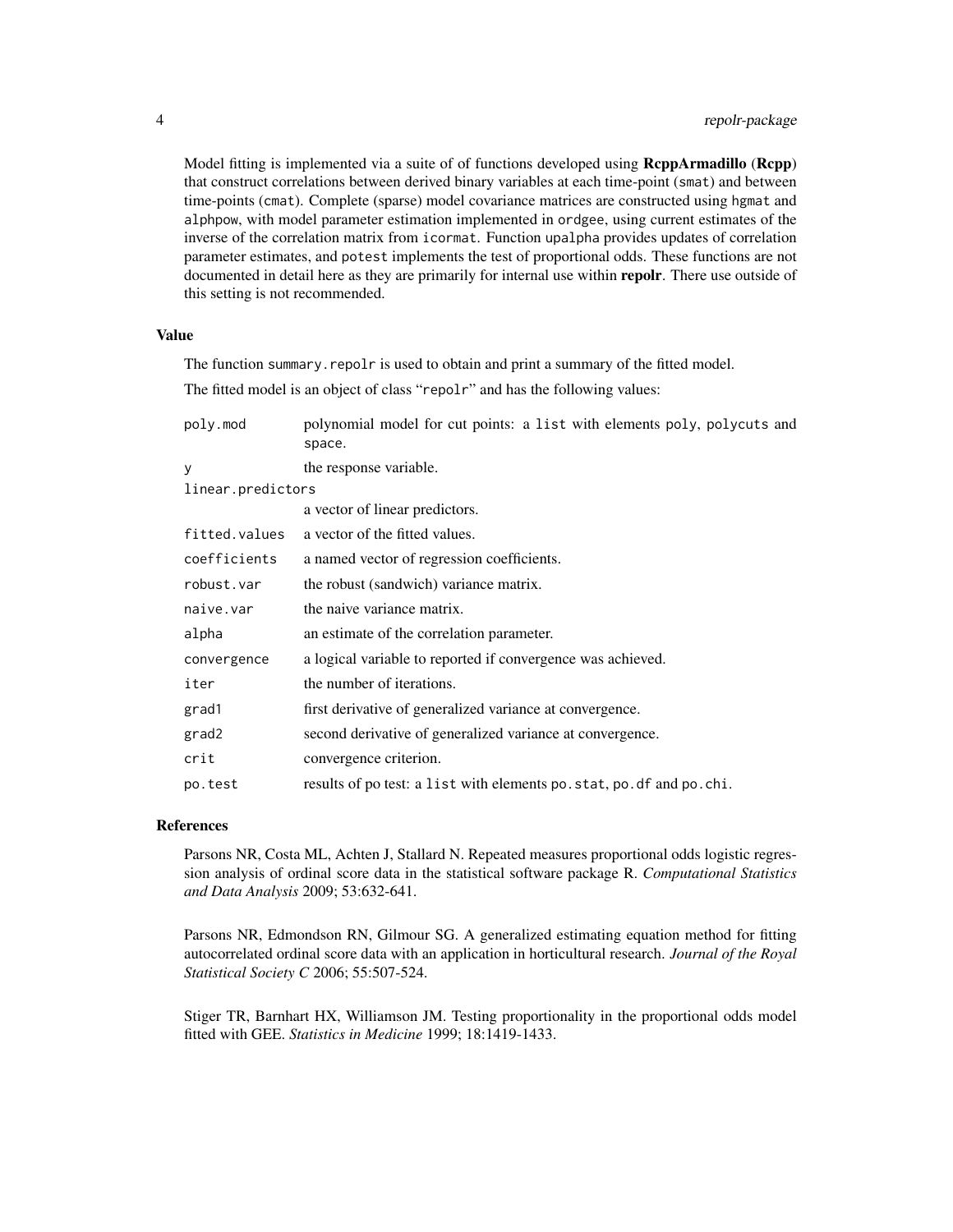Model fitting is implemented via a suite of of functions developed using **RcppArmadillo** (**Rcpp**) that construct correlations between derived binary variables at each time-point (`smat`) and between time-points (`cmat`). Complete (sparse) model covariance matrices are constructed using `hgmat` and `alphpow`, with model parameter estimation implemented in `ordgee`, using current estimates of the inverse of the correlation matrix from `icormat`. Function `upalpha` provides updates of correlation parameter estimates, and `potest` implements the test of proportional odds. These functions are not documented in detail here as they are primarily for internal use within **repolr**. There use outside of this setting is not recommended.

## Value

The function `summary.repolr` is used to obtain and print a summary of the fitted model.

The fitted model is an object of class "`repolr`" and has the following values:

| | |
|---|---|
| `poly.mod` | polynomial model for cut points: a `list` with elements `poly`, `polycuts` and `space`. |
| `y` | the response variable. |
| `linear.predictors` | a vector of linear predictors. |
| `fitted.values` | a vector of the fitted values. |
| `coefficients` | a named vector of regression coefficients. |
| `robust.var` | the robust (sandwich) variance matrix. |
| `naive.var` | the naive variance matrix. |
| `alpha` | an estimate of the correlation parameter. |
| `convergence` | a logical variable to reported if convergence was achieved. |
| `iter` | the number of iterations. |
| `grad1` | first derivative of generalized variance at convergence. |
| `grad2` | second derivative of generalized variance at convergence. |
| `crit` | convergence criterion. |
| `po.test` | results of po test: a `list` with elements `po.stat`, `po.df` and `po.chi`. |

## References

Parsons NR, Costa ML, Achten J, Stallard N. Repeated measures proportional odds logistic regression analysis of ordinal score data in the statistical software package R. *Computational Statistics and Data Analysis* 2009; 53:632-641.

Parsons NR, Edmondson RN, Gilmour SG. A generalized estimating equation method for fitting autocorrelated ordinal score data with an application in horticultural research. *Journal of the Royal Statistical Society C* 2006; 55:507-524.

Stiger TR, Barnhart HX, Williamson JM. Testing proportionality in the proportional odds model fitted with GEE. *Statistics in Medicine* 1999; 18:1419-1433.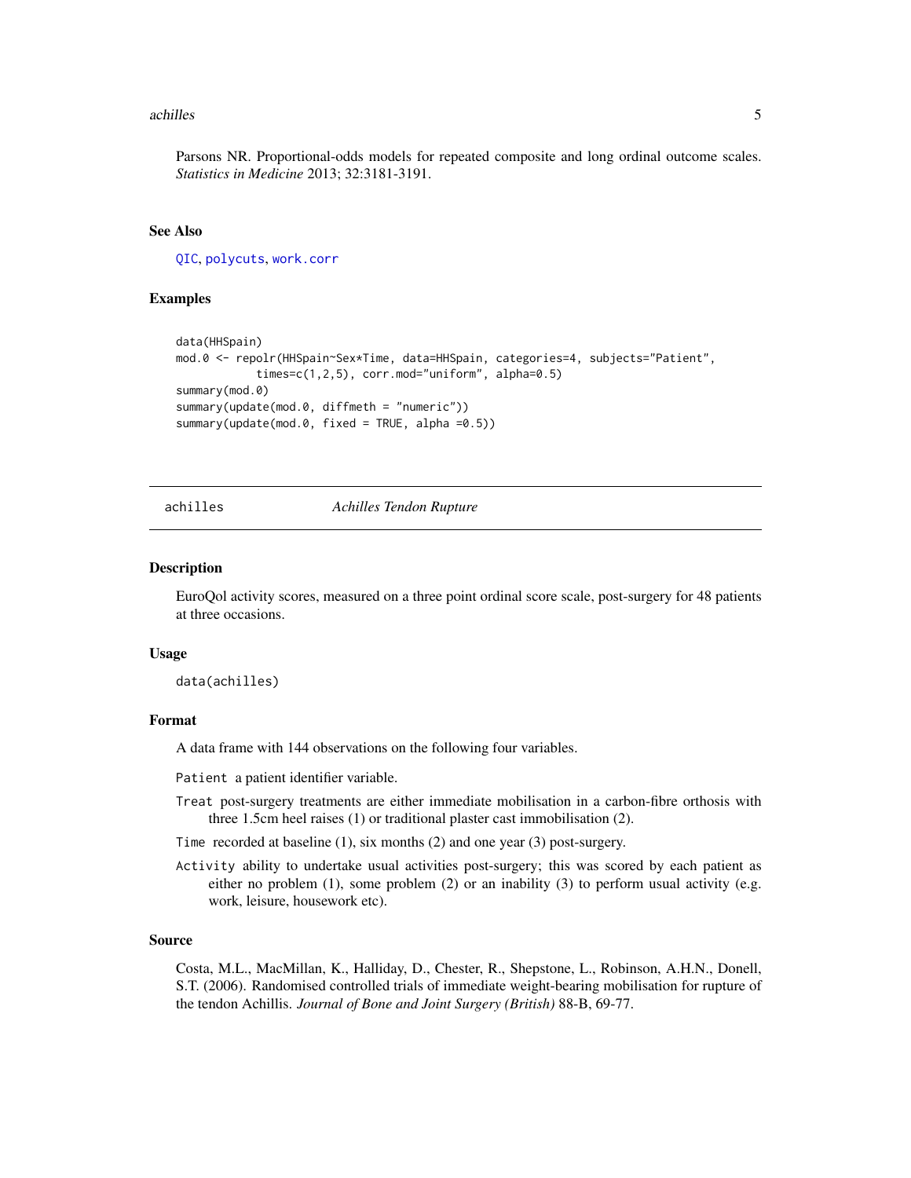Parsons NR. Proportional-odds models for repeated composite and long ordinal outcome scales. *Statistics in Medicine* 2013; 32:3181-3191.

### See Also

QIC, polycuts, work.corr

### Examples

```
data(HHSpain)
mod.0 <- repolr(HHSpain~Sex*Time, data=HHSpain, categories=4, subjects="Patient",
          times=c(1,2,5), corr.mod="uniform", alpha=0.5)
summary(mod.0)
summary(update(mod.0, diffmeth = "numeric"))
summary(update(mod.0, fixed = TRUE, alpha =0.5))
```

---

## achilles *Achilles Tendon Rupture*

---

### Description

EuroQol activity scores, measured on a three point ordinal score scale, post-surgery for 48 patients at three occasions.

### Usage

```
data(achilles)
```

### Format

A data frame with 144 observations on the following four variables.

`Patient` a patient identifier variable.

`Treat` post-surgery treatments are either immediate mobilisation in a carbon-fibre orthosis with three 1.5cm heel raises (1) or traditional plaster cast immobilisation (2).

`Time` recorded at baseline (1), six months (2) and one year (3) post-surgery.

`Activity` ability to undertake usual activities post-surgery; this was scored by each patient as either no problem (1), some problem (2) or an inability (3) to perform usual activity (e.g. work, leisure, housework etc).

### Source

Costa, M.L., MacMillan, K., Halliday, D., Chester, R., Shepstone, L., Robinson, A.H.N., Donell, S.T. (2006). Randomised controlled trials of immediate weight-bearing mobilisation for rupture of the tendon Achillis. *Journal of Bone and Joint Surgery (British)* 88-B, 69-77.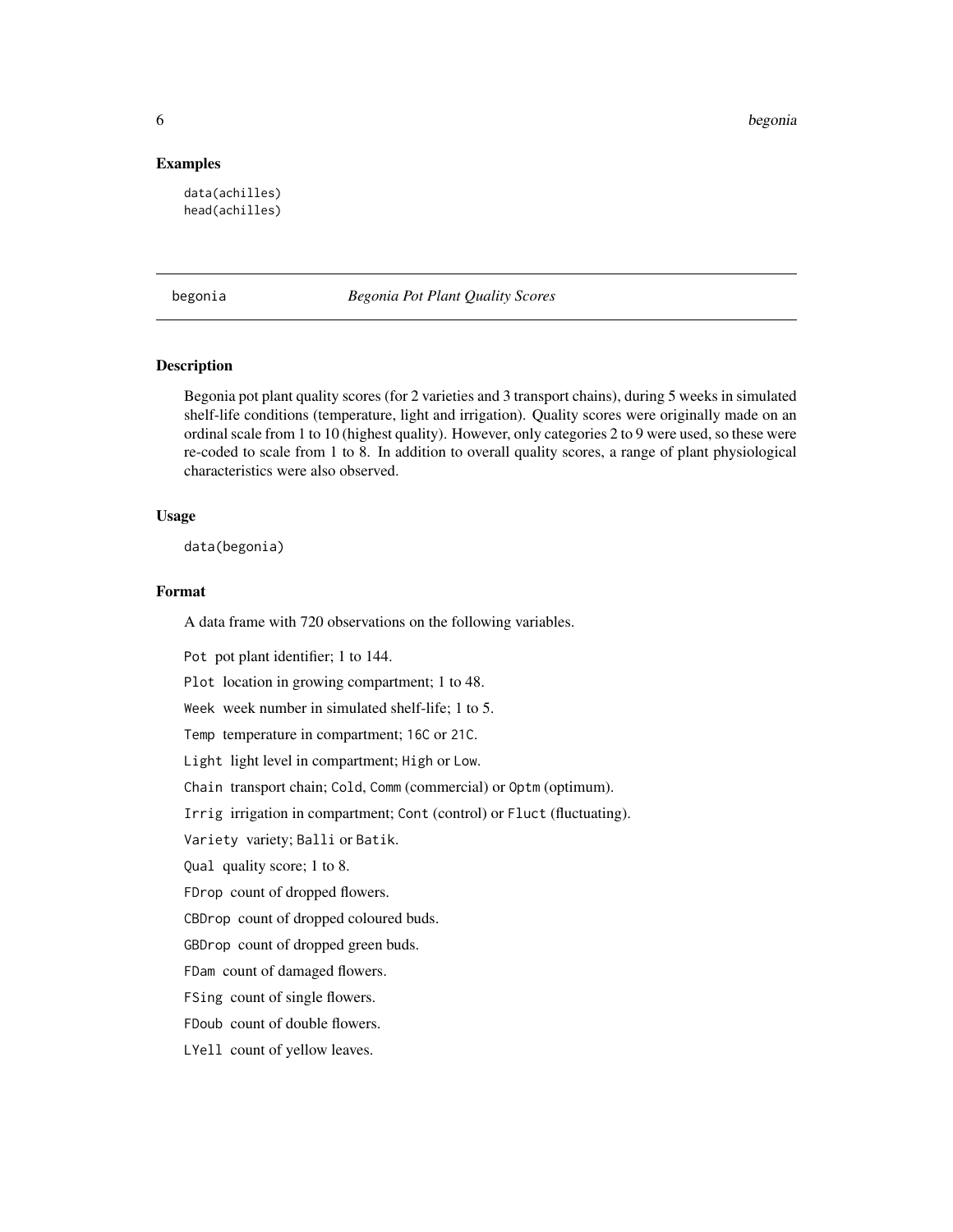## Examples

```
data(achilles)
head(achilles)
```

---

## begonia — *Begonia Pot Plant Quality Scores*

---

### Description

Begonia pot plant quality scores (for 2 varieties and 3 transport chains), during 5 weeks in simulated shelf-life conditions (temperature, light and irrigation). Quality scores were originally made on an ordinal scale from 1 to 10 (highest quality). However, only categories 2 to 9 were used, so these were re-coded to scale from 1 to 8. In addition to overall quality scores, a range of plant physiological characteristics were also observed.

### Usage

```
data(begonia)
```

### Format

A data frame with 720 observations on the following variables.

`Pot` pot plant identifier; 1 to 144.

`Plot` location in growing compartment; 1 to 48.

`Week` week number in simulated shelf-life; 1 to 5.

`Temp` temperature in compartment; `16C` or `21C`.

`Light` light level in compartment; `High` or `Low`.

`Chain` transport chain; `Cold`, `Comm` (commercial) or `Optm` (optimum).

`Irrig` irrigation in compartment; `Cont` (control) or `Fluct` (fluctuating).

`Variety` variety; `Balli` or `Batik`.

`Qual` quality score; 1 to 8.

`FDrop` count of dropped flowers.

`CBDrop` count of dropped coloured buds.

`GBDrop` count of dropped green buds.

`FDam` count of damaged flowers.

`FSing` count of single flowers.

`FDoub` count of double flowers.

`LYell` count of yellow leaves.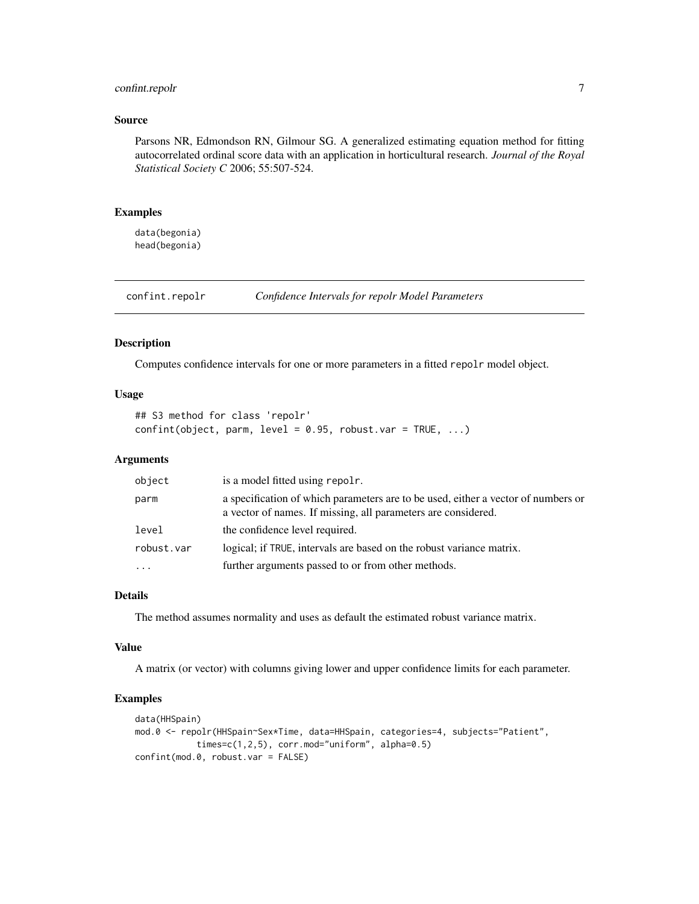## Source

Parsons NR, Edmondson RN, Gilmour SG. A generalized estimating equation method for fitting autocorrelated ordinal score data with an application in horticultural research. *Journal of the Royal Statistical Society C* 2006; 55:507-524.

## Examples

```
data(begonia)
head(begonia)
```

---

# confint.repolr — *Confidence Intervals for repolr Model Parameters*

## Description

Computes confidence intervals for one or more parameters in a fitted `repolr` model object.

## Usage

```
## S3 method for class 'repolr'
confint(object, parm, level = 0.95, robust.var = TRUE, ...)
```

## Arguments

| | |
|---|---|
| `object` | is a model fitted using `repolr`. |
| `parm` | a specification of which parameters are to be used, either a vector of numbers or a vector of names. If missing, all parameters are considered. |
| `level` | the confidence level required. |
| `robust.var` | logical; if `TRUE`, intervals are based on the robust variance matrix. |
| `...` | further arguments passed to or from other methods. |

## Details

The method assumes normality and uses as default the estimated robust variance matrix.

## Value

A matrix (or vector) with columns giving lower and upper confidence limits for each parameter.

## Examples

```
data(HHSpain)
mod.0 <- repolr(HHSpain~Sex*Time, data=HHSpain, categories=4, subjects="Patient",
            times=c(1,2,5), corr.mod="uniform", alpha=0.5)
confint(mod.0, robust.var = FALSE)
```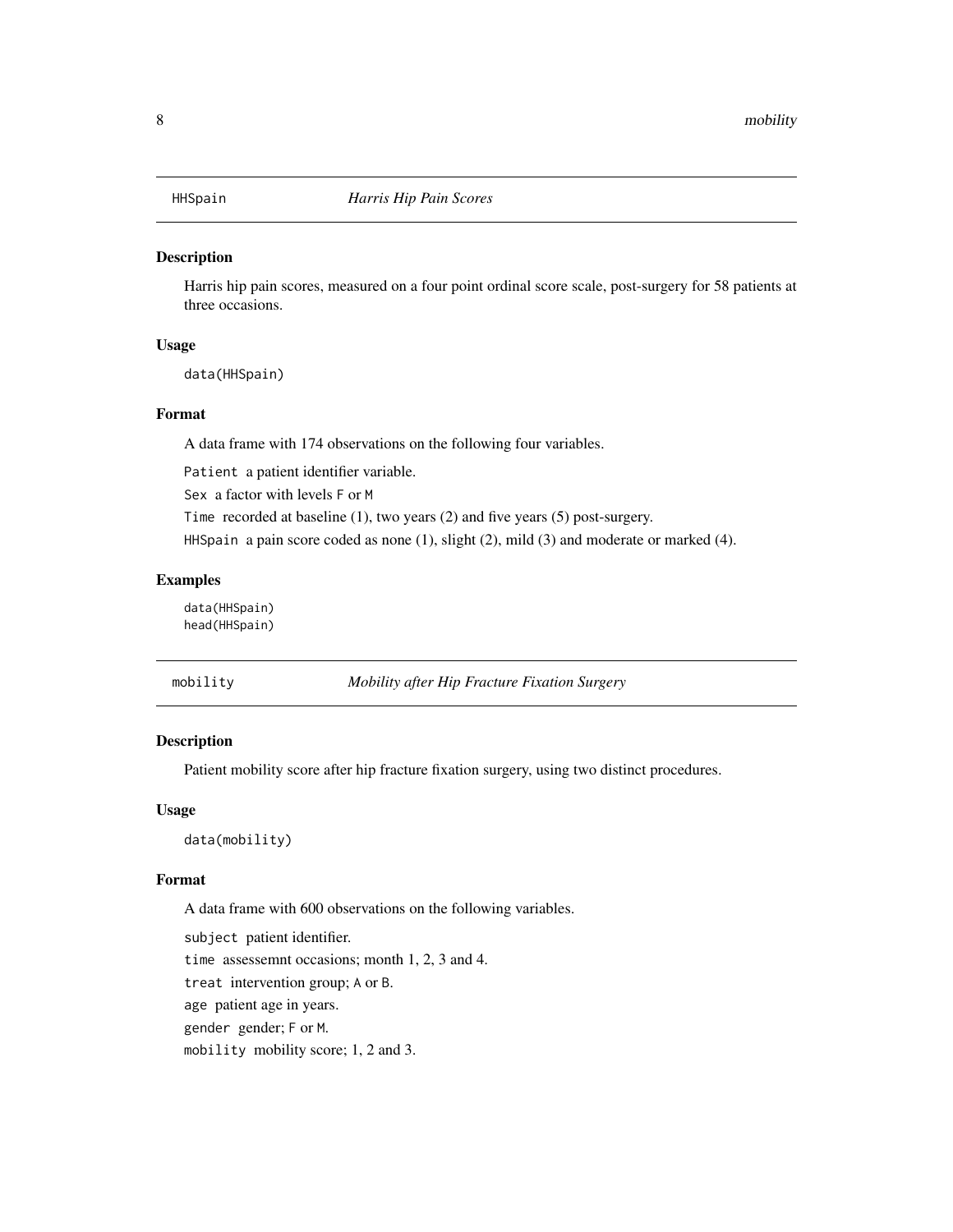## HHSpain *Harris Hip Pain Scores*

### Description

Harris hip pain scores, measured on a four point ordinal score scale, post-surgery for 58 patients at three occasions.

### Usage

```
data(HHSpain)
```

### Format

A data frame with 174 observations on the following four variables.

`Patient` a patient identifier variable.

`Sex` a factor with levels `F` or `M`

`Time` recorded at baseline (1), two years (2) and five years (5) post-surgery.

`HHSpain` a pain score coded as none (1), slight (2), mild (3) and moderate or marked (4).

### Examples

```
data(HHSpain)
head(HHSpain)
```

## mobility *Mobility after Hip Fracture Fixation Surgery*

### Description

Patient mobility score after hip fracture fixation surgery, using two distinct procedures.

### Usage

```
data(mobility)
```

### Format

A data frame with 600 observations on the following variables.

`subject` patient identifier.

`time` assessemnt occasions; month 1, 2, 3 and 4.

`treat` intervention group; `A` or `B`.

`age` patient age in years.

`gender` gender; `F` or `M`.

`mobility` mobility score; 1, 2 and 3.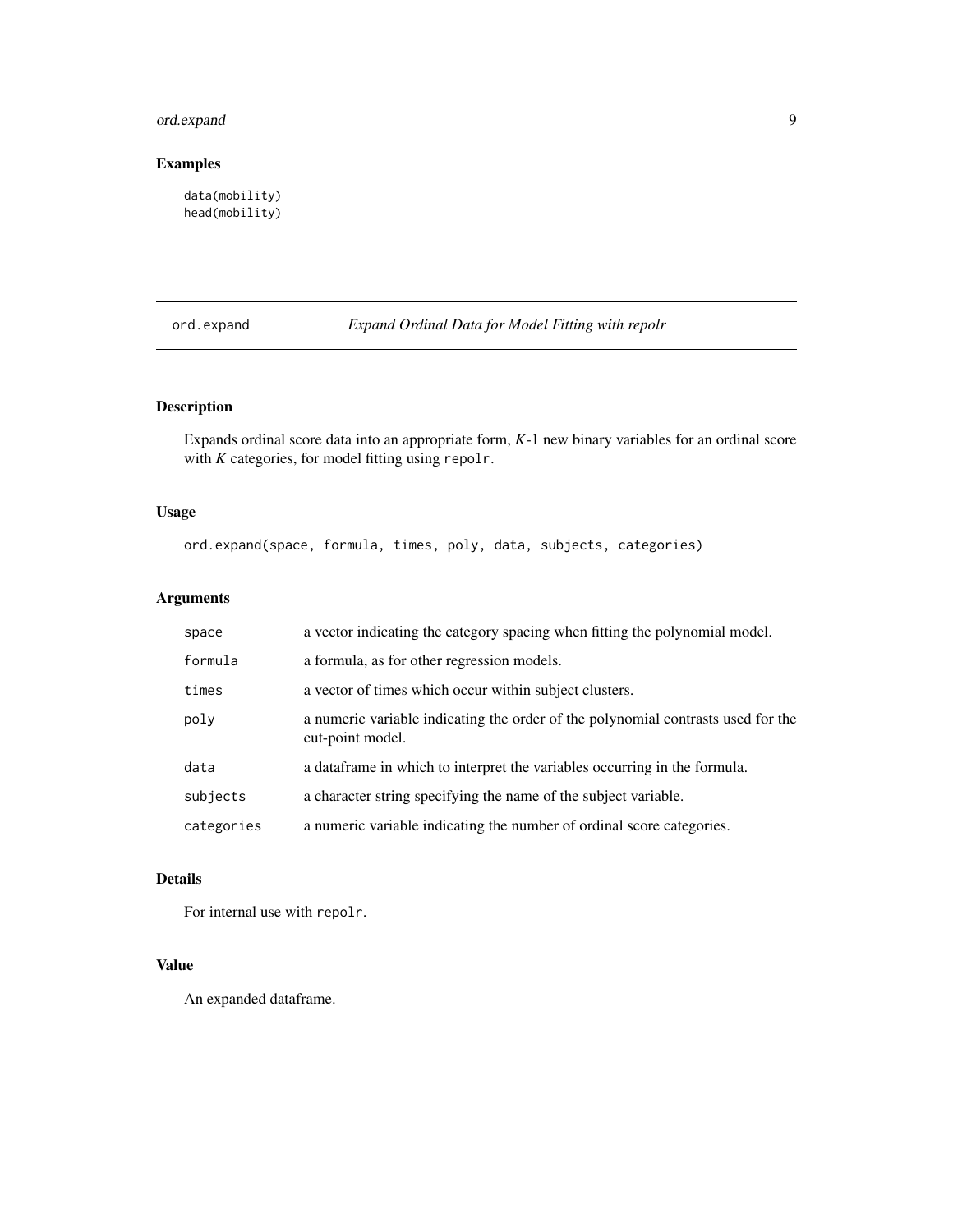## Examples

```
data(mobility)
head(mobility)
```

---

# ord.expand — *Expand Ordinal Data for Model Fitting with repolr*

---

### Description

Expands ordinal score data into an appropriate form, *K*-1 new binary variables for an ordinal score with *K* categories, for model fitting using `repolr`.

### Usage

```
ord.expand(space, formula, times, poly, data, subjects, categories)
```

### Arguments

| Argument | Description |
|---|---|
| `space` | a vector indicating the category spacing when fitting the polynomial model. |
| `formula` | a formula, as for other regression models. |
| `times` | a vector of times which occur within subject clusters. |
| `poly` | a numeric variable indicating the order of the polynomial contrasts used for the cut-point model. |
| `data` | a dataframe in which to interpret the variables occurring in the formula. |
| `subjects` | a character string specifying the name of the subject variable. |
| `categories` | a numeric variable indicating the number of ordinal score categories. |

### Details

For internal use with `repolr`.

### Value

An expanded dataframe.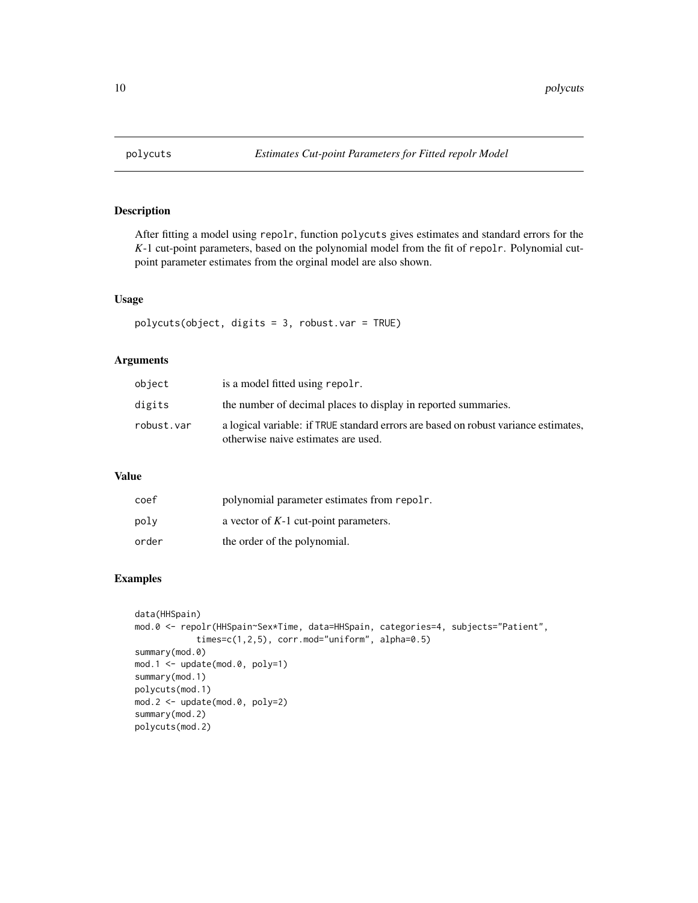# polycuts — *Estimates Cut-point Parameters for Fitted repolr Model*

## Description

After fitting a model using `repolr`, function `polycuts` gives estimates and standard errors for the *K*-1 cut-point parameters, based on the polynomial model from the fit of `repolr`. Polynomial cut-point parameter estimates from the orginal model are also shown.

## Usage

```
polycuts(object, digits = 3, robust.var = TRUE)
```

## Arguments

| | |
|---|---|
| `object` | is a model fitted using `repolr`. |
| `digits` | the number of decimal places to display in reported summaries. |
| `robust.var` | a logical variable: if `TRUE` standard errors are based on robust variance estimates, otherwise naive estimates are used. |

## Value

| | |
|---|---|
| `coef` | polynomial parameter estimates from `repolr`. |
| `poly` | a vector of *K*-1 cut-point parameters. |
| `order` | the order of the polynomial. |

## Examples

```
data(HHSpain)
mod.0 <- repolr(HHSpain~Sex*Time, data=HHSpain, categories=4, subjects="Patient",
            times=c(1,2,5), corr.mod="uniform", alpha=0.5)
summary(mod.0)
mod.1 <- update(mod.0, poly=1)
summary(mod.1)
polycuts(mod.1)
mod.2 <- update(mod.0, poly=2)
summary(mod.2)
polycuts(mod.2)
```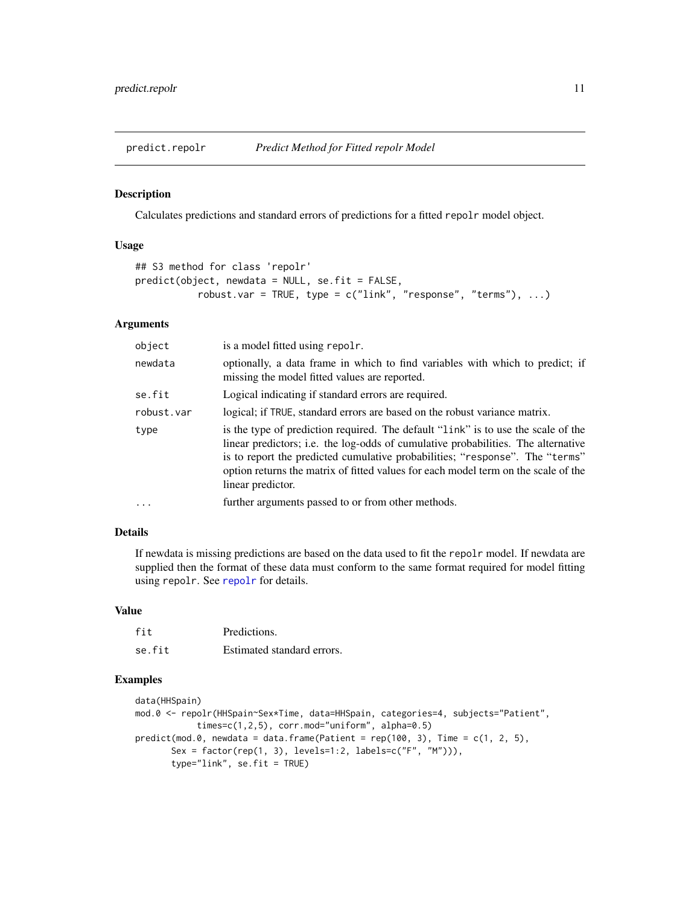# predict.repolr — *Predict Method for Fitted repolr Model*

## Description

Calculates predictions and standard errors of predictions for a fitted `repolr` model object.

## Usage

```
## S3 method for class 'repolr'
predict(object, newdata = NULL, se.fit = FALSE,
          robust.var = TRUE, type = c("link", "response", "terms"), ...)
```

## Arguments

| Argument | Description |
|---|---|
| `object` | is a model fitted using `repolr`. |
| `newdata` | optionally, a data frame in which to find variables with which to predict; if missing the model fitted values are reported. |
| `se.fit` | Logical indicating if standard errors are required. |
| `robust.var` | logical; if `TRUE`, standard errors are based on the robust variance matrix. |
| `type` | is the type of prediction required. The default "`link`" is to use the scale of the linear predictors; i.e. the log-odds of cumulative probabilities. The alternative is to report the predicted cumulative probabilities; "`response`". The "`terms`" option returns the matrix of fitted values for each model term on the scale of the linear predictor. |
| `...` | further arguments passed to or from other methods. |

## Details

If newdata is missing predictions are based on the data used to fit the `repolr` model. If newdata are supplied then the format of these data must conform to the same format required for model fitting using `repolr`. See `repolr` for details.

## Value

| | |
|---|---|
| `fit` | Predictions. |
| `se.fit` | Estimated standard errors. |

## Examples

```
data(HHSpain)
mod.0 <- repolr(HHSpain~Sex*Time, data=HHSpain, categories=4, subjects="Patient",
           times=c(1,2,5), corr.mod="uniform", alpha=0.5)
predict(mod.0, newdata = data.frame(Patient = rep(100, 3), Time = c(1, 2, 5),
       Sex = factor(rep(1, 3), levels=1:2, labels=c("F", "M"))),
       type="link", se.fit = TRUE)
```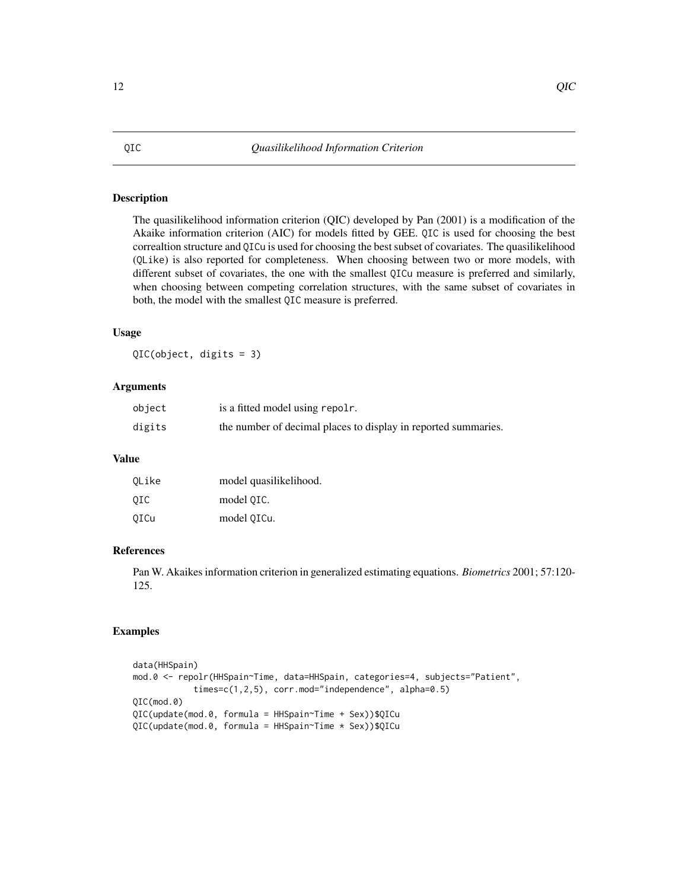# QIC *Quasilikelihood Information Criterion*

## Description

The quasilikelihood information criterion (QIC) developed by Pan (2001) is a modification of the Akaike information criterion (AIC) for models fitted by GEE. QIC is used for choosing the best correaltion structure and QICu is used for choosing the best subset of covariates. The quasilikelihood (QLike) is also reported for completeness. When choosing between two or more models, with different subset of covariates, the one with the smallest QICu measure is preferred and similarly, when choosing between competing correlation structures, with the same subset of covariates in both, the model with the smallest QIC measure is preferred.

## Usage

```
QIC(object, digits = 3)
```

## Arguments

| | |
|---|---|
| object | is a fitted model using repolr. |
| digits | the number of decimal places to display in reported summaries. |

## Value

| | |
|---|---|
| QLike | model quasilikelihood. |
| QIC | model QIC. |
| QICu | model QICu. |

## References

Pan W. Akaikes information criterion in generalized estimating equations. *Biometrics* 2001; 57:120-125.

## Examples

```
data(HHSpain)
mod.0 <- repolr(HHSpain~Time, data=HHSpain, categories=4, subjects="Patient",
            times=c(1,2,5), corr.mod="independence", alpha=0.5)
QIC(mod.0)
QIC(update(mod.0, formula = HHSpain~Time + Sex))$QICu
QIC(update(mod.0, formula = HHSpain~Time * Sex))$QICu
```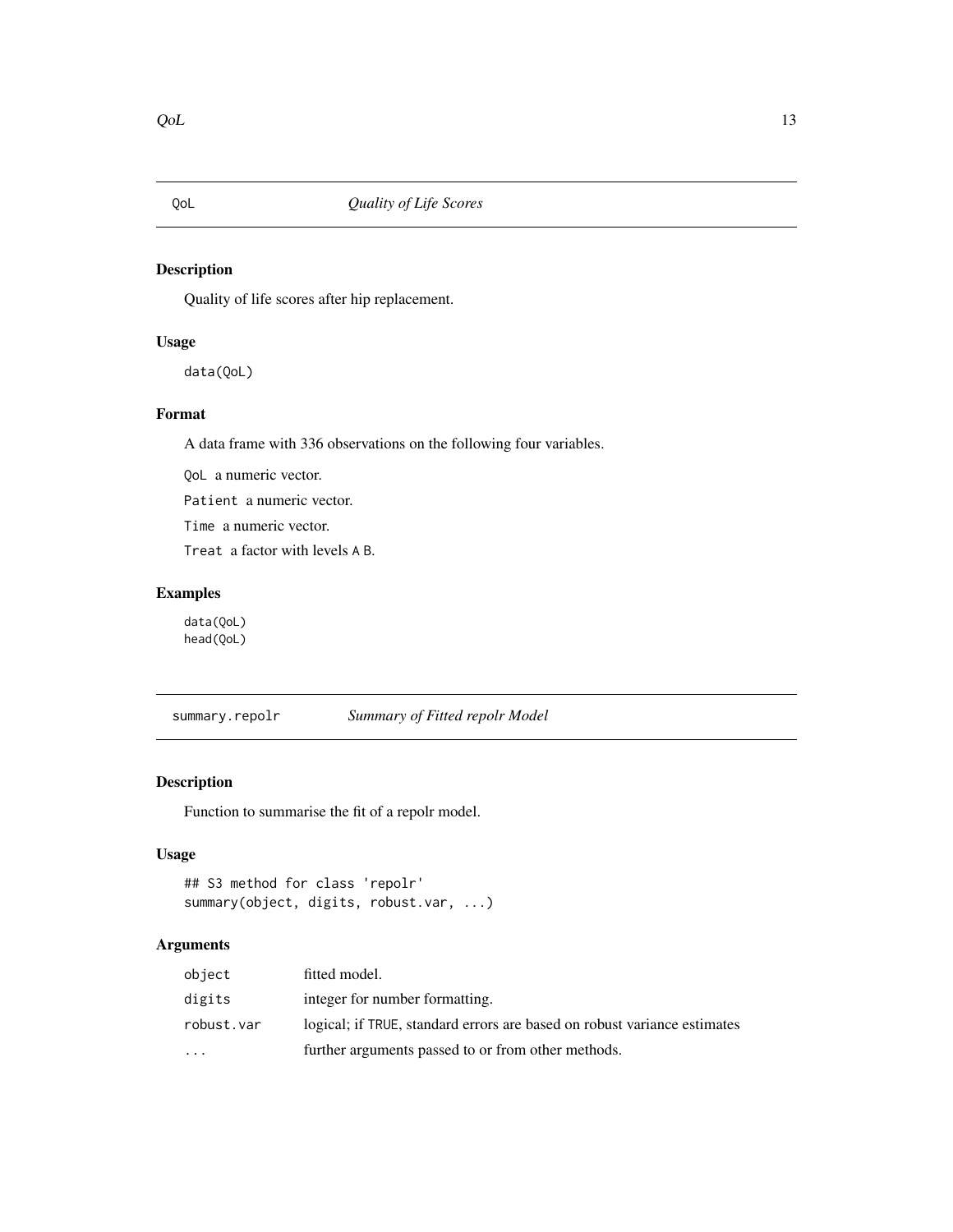## QoL *Quality of Life Scores*

### Description

Quality of life scores after hip replacement.

### Usage

```
data(QoL)
```

### Format

A data frame with 336 observations on the following four variables.

`QoL` a numeric vector.

`Patient` a numeric vector.

`Time` a numeric vector.

`Treat` a factor with levels `A` `B`.

### Examples

```
data(QoL)
head(QoL)
```

## summary.repolr *Summary of Fitted repolr Model*

### Description

Function to summarise the fit of a repolr model.

### Usage

```
## S3 method for class 'repolr'
summary(object, digits, robust.var, ...)
```

### Arguments

| | |
|---|---|
| `object` | fitted model. |
| `digits` | integer for number formatting. |
| `robust.var` | logical; if `TRUE`, standard errors are based on robust variance estimates |
| `...` | further arguments passed to or from other methods. |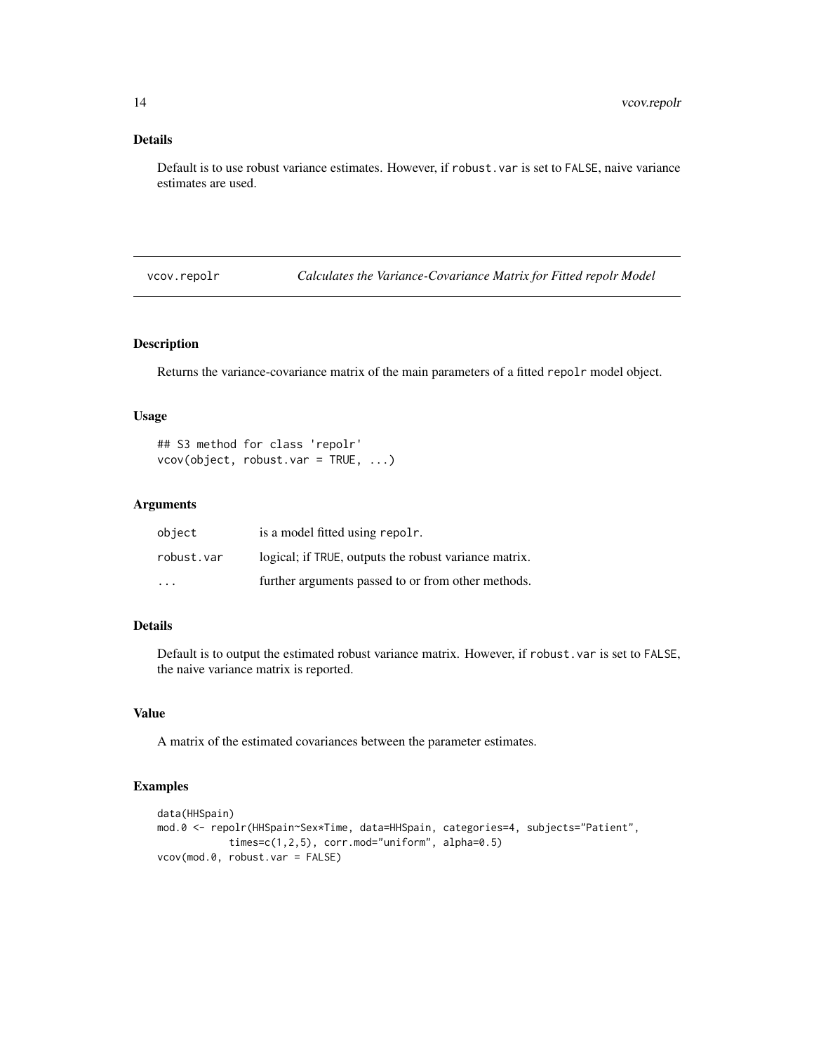## Details

Default is to use robust variance estimates. However, if robust.var is set to FALSE, naive variance estimates are used.

# vcov.repolr — *Calculates the Variance-Covariance Matrix for Fitted repolr Model*

## Description

Returns the variance-covariance matrix of the main parameters of a fitted repolr model object.

## Usage

```
## S3 method for class 'repolr'
vcov(object, robust.var = TRUE, ...)
```

## Arguments

| | |
|---|---|
| object | is a model fitted using repolr. |
| robust.var | logical; if TRUE, outputs the robust variance matrix. |
| ... | further arguments passed to or from other methods. |

## Details

Default is to output the estimated robust variance matrix. However, if robust.var is set to FALSE, the naive variance matrix is reported.

## Value

A matrix of the estimated covariances between the parameter estimates.

## Examples

```
data(HHSpain)
mod.0 <- repolr(HHSpain~Sex*Time, data=HHSpain, categories=4, subjects="Patient",
           times=c(1,2,5), corr.mod="uniform", alpha=0.5)
vcov(mod.0, robust.var = FALSE)
```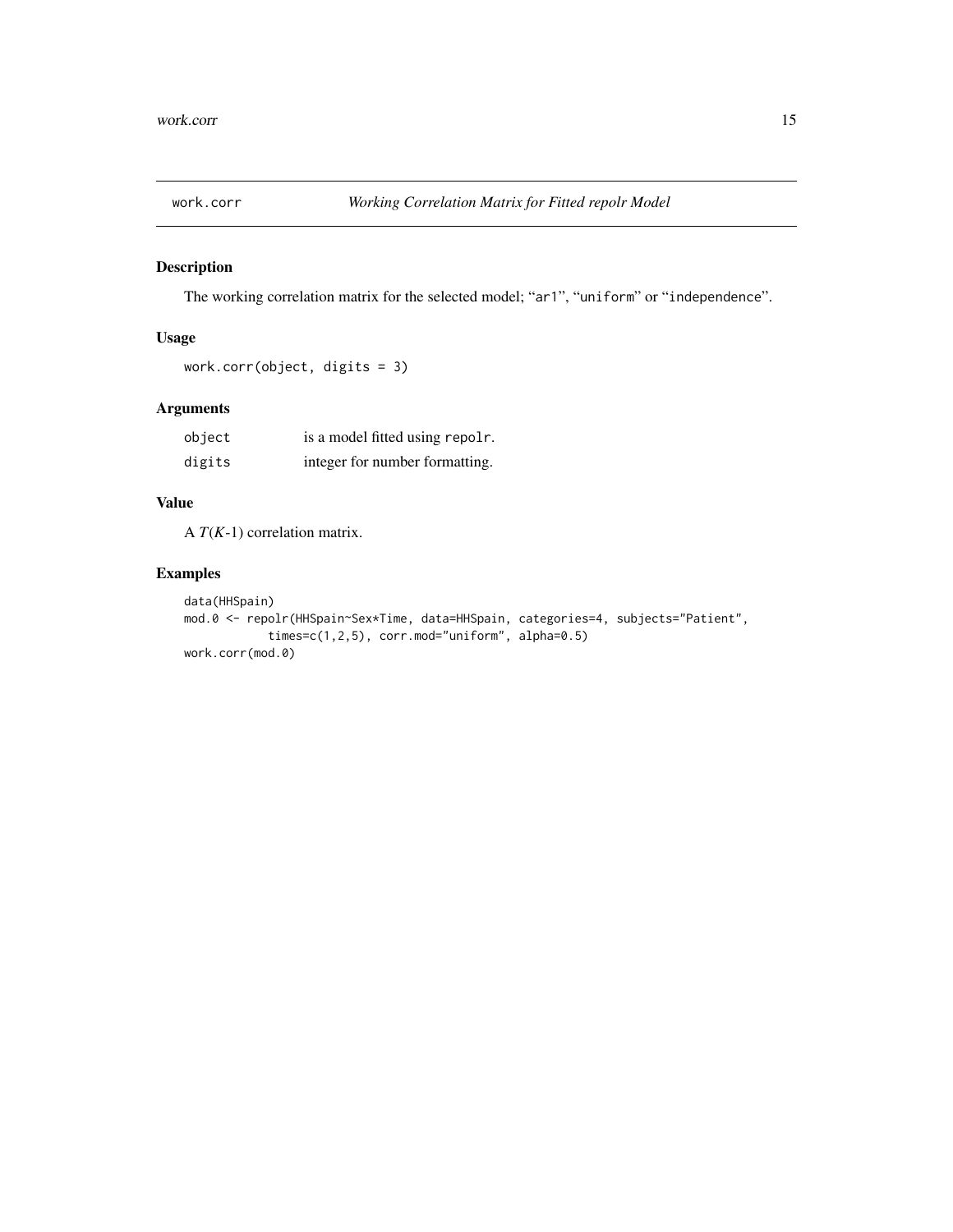# work.corr — *Working Correlation Matrix for Fitted repolr Model*

## Description

The working correlation matrix for the selected model; "`ar1`", "`uniform`" or "`independence`".

## Usage

```
work.corr(object, digits = 3)
```

## Arguments

| | |
|---|---|
| `object` | is a model fitted using `repolr`. |
| `digits` | integer for number formatting. |

## Value

A $T(K\text{-}1)$ correlation matrix.

## Examples

```
data(HHSpain)
mod.0 <- repolr(HHSpain~Sex*Time, data=HHSpain, categories=4, subjects="Patient",
            times=c(1,2,5), corr.mod="uniform", alpha=0.5)
work.corr(mod.0)
```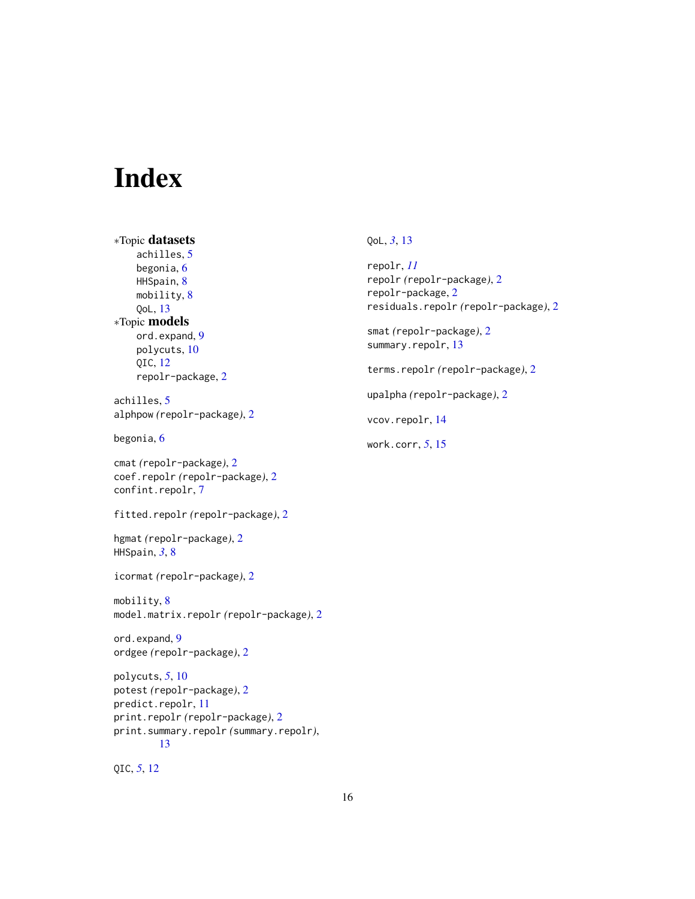# Index

*Topic **datasets**
- achilles, 5
- begonia, 6
- HHSpain, 8
- mobility, 8
- QoL, 13

*Topic **models**
- ord.expand, 9
- polycuts, 10
- QIC, 12
- repolr-package, 2

achilles, 5
alphpow *(repolr-package)*, 2

begonia, 6

cmat *(repolr-package)*, 2
coef.repolr *(repolr-package)*, 2
confint.repolr, 7

fitted.repolr *(repolr-package)*, 2

hgmat *(repolr-package)*, 2
HHSpain, *3*, 8

icormat *(repolr-package)*, 2

mobility, 8
model.matrix.repolr *(repolr-package)*, 2

ord.expand, 9
ordgee *(repolr-package)*, 2

polycuts, *5*, 10
potest *(repolr-package)*, 2
predict.repolr, 11
print.repolr *(repolr-package)*, 2
print.summary.repolr *(summary.repolr)*, 13

QIC, *5*, 12
QoL, *3*, 13

repolr, *11*
repolr *(repolr-package)*, 2
repolr-package, 2
residuals.repolr *(repolr-package)*, 2

smat *(repolr-package)*, 2
summary.repolr, 13

terms.repolr *(repolr-package)*, 2

upalpha *(repolr-package)*, 2

vcov.repolr, 14

work.corr, *5*, 15